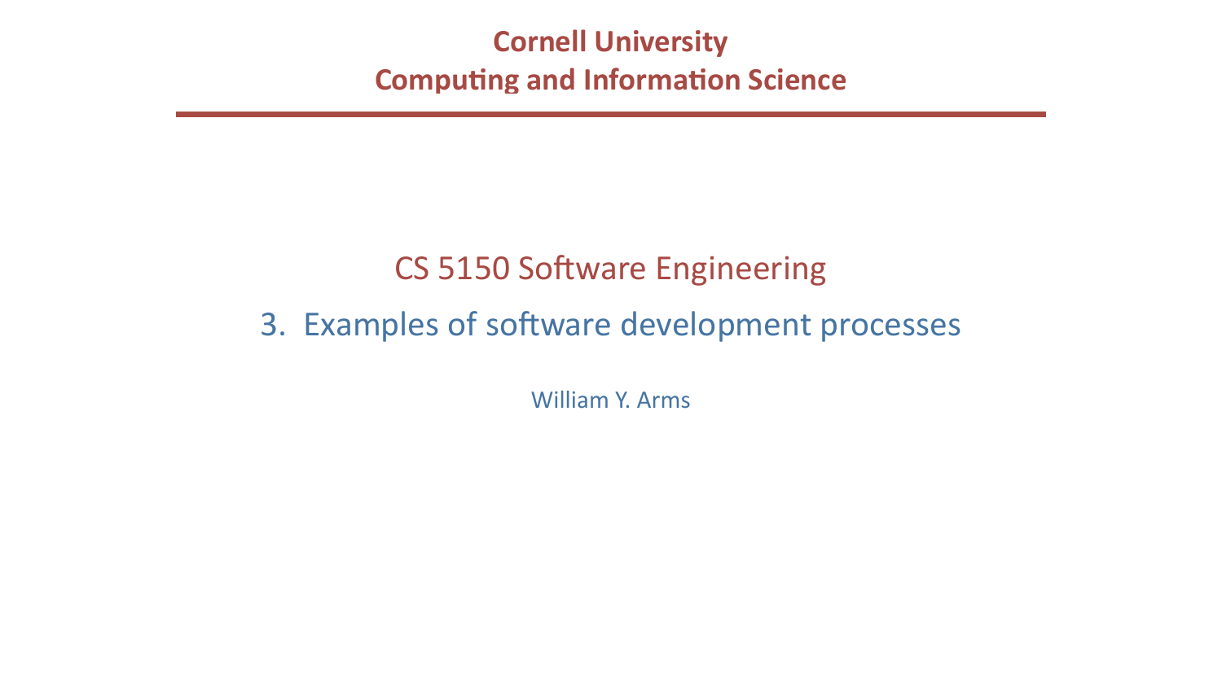**Cornell University**
**Computing and Information Science**

# CS 5150 Software Engineering

## 3. Examples of software development processes

William Y. Arms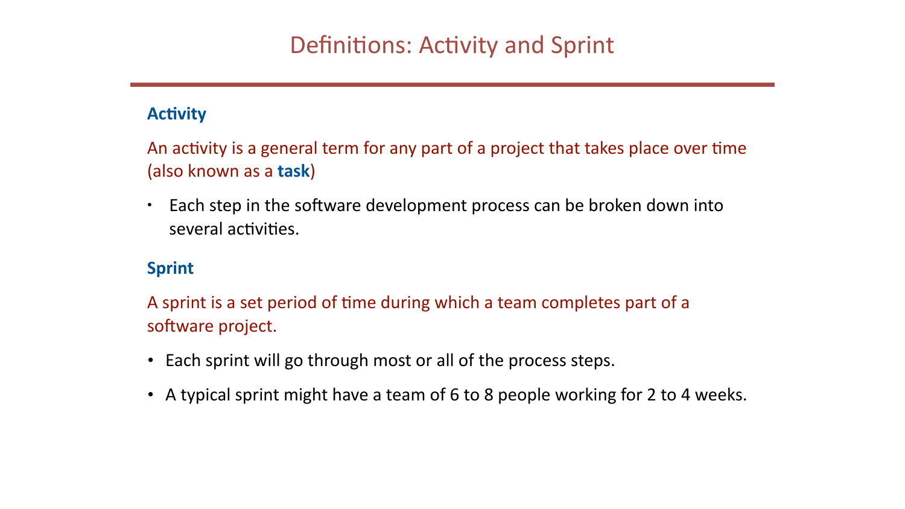# Definitions: Activity and Sprint

## Activity

An activity is a general term for any part of a project that takes place over time (also known as a **task**)

- Each step in the software development process can be broken down into several activities.

## Sprint

A sprint is a set period of time during which a team completes part of a software project.

- Each sprint will go through most or all of the process steps.
- A typical sprint might have a team of 6 to 8 people working for 2 to 4 weeks.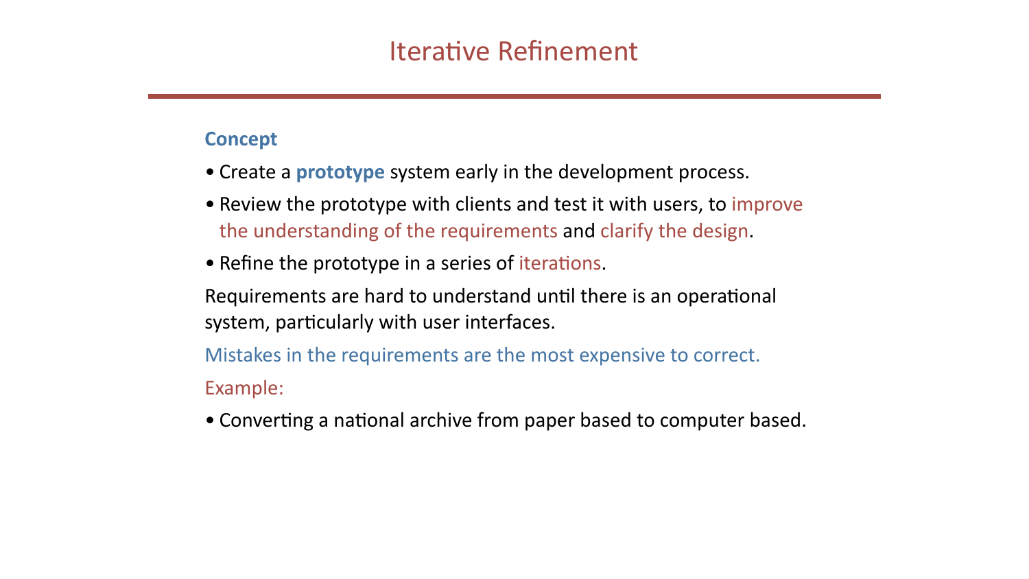# Iterative Refinement

### Concept

- Create a **prototype** system early in the development process.
- Review the prototype with clients and test it with users, to improve the understanding of the requirements and clarify the design.
- Refine the prototype in a series of iterations.

Requirements are hard to understand until there is an operational system, particularly with user interfaces.

Mistakes in the requirements are the most expensive to correct.

Example:

- Converting a national archive from paper based to computer based.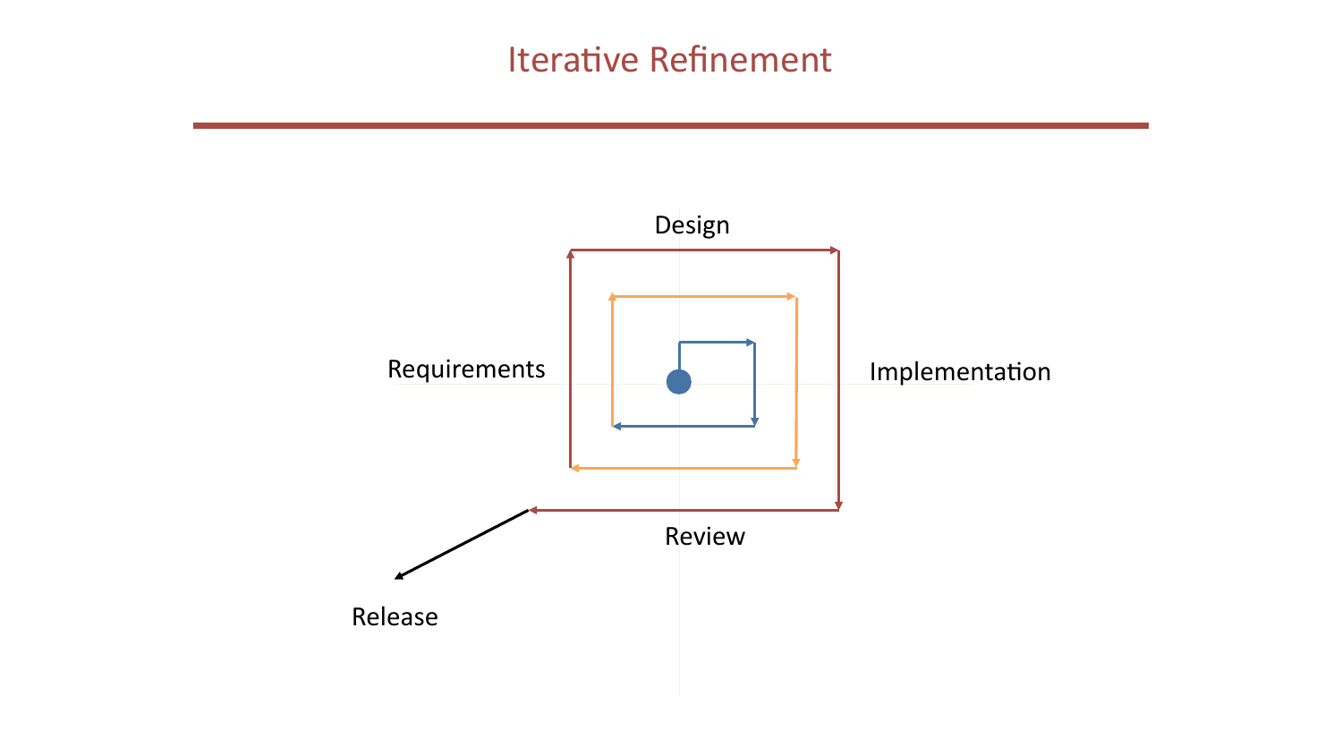# Iterative Refinement

Design

Requirements

Implementation

Review

Release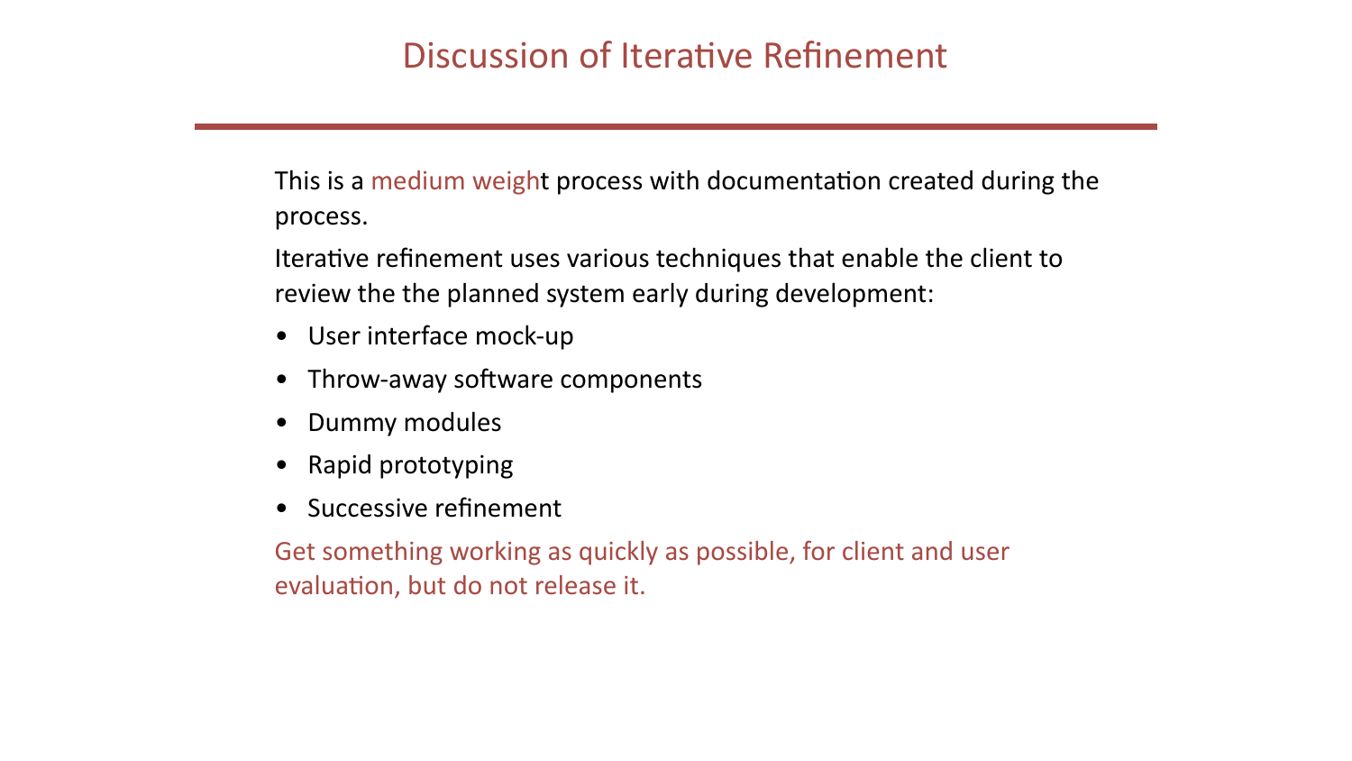# Discussion of Iterative Refinement

This is a medium weight process with documentation created during the process.

Iterative refinement uses various techniques that enable the client to review the the planned system early during development:

- User interface mock-up
- Throw-away software components
- Dummy modules
- Rapid prototyping
- Successive refinement

Get something working as quickly as possible, for client and user evaluation, but do not release it.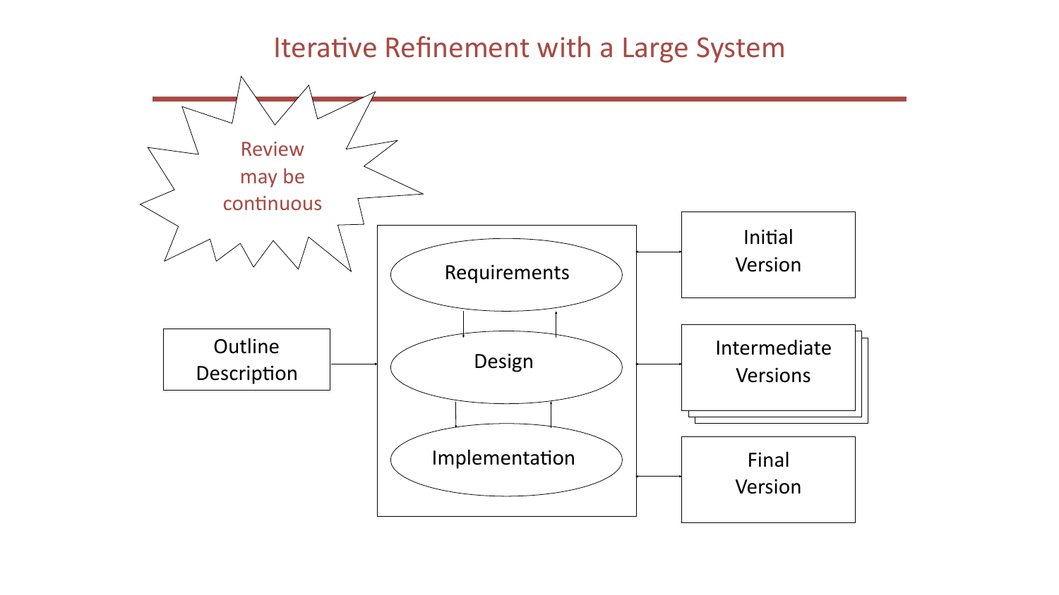# Iterative Refinement with a Large System

Review may be continuous

Outline Description

Requirements

Design

Implementation

Initial Version

Intermediate Versions

Final Version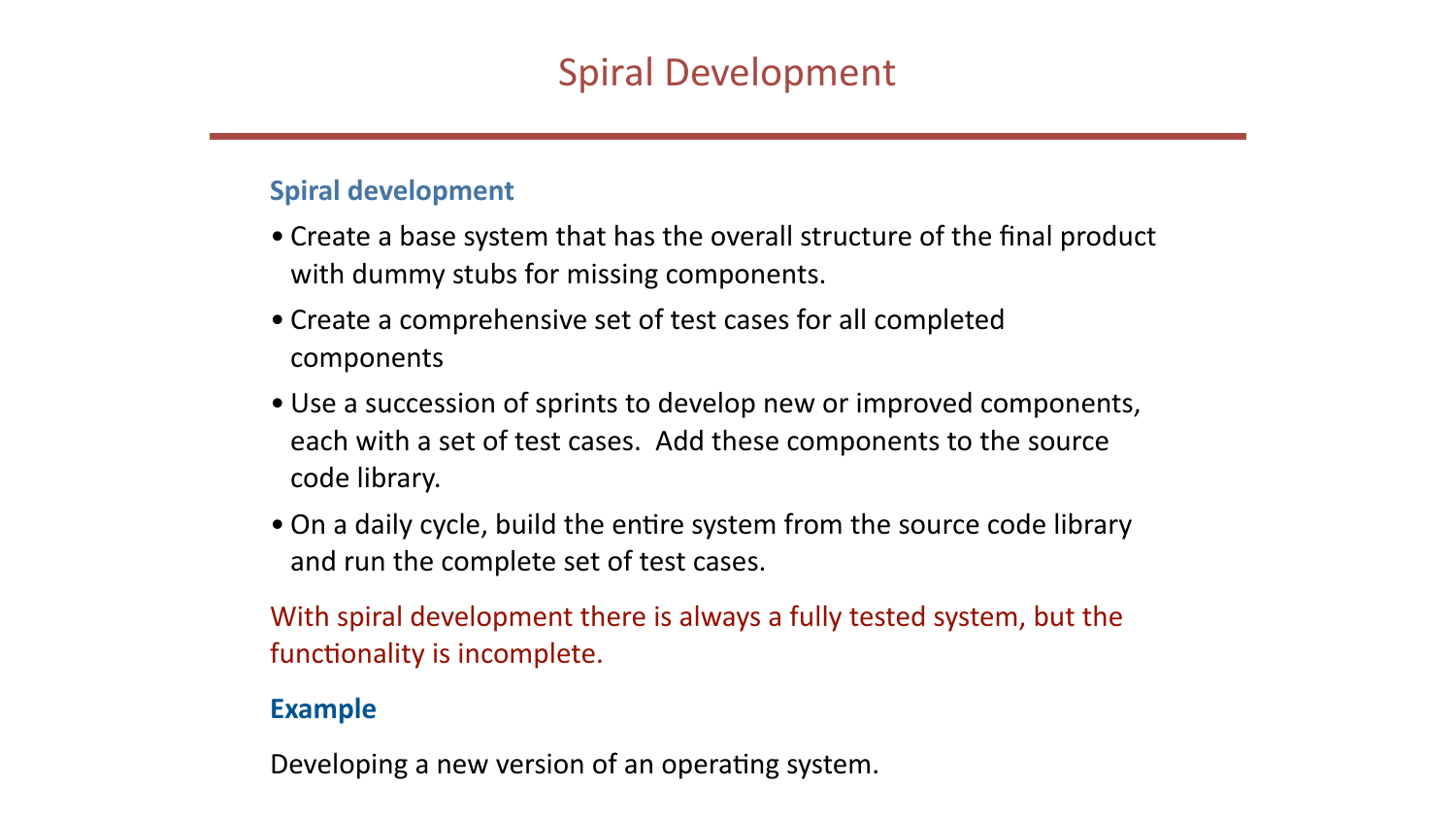# Spiral Development

### Spiral development

- Create a base system that has the overall structure of the final product with dummy stubs for missing components.
- Create a comprehensive set of test cases for all completed components
- Use a succession of sprints to develop new or improved components, each with a set of test cases. Add these components to the source code library.
- On a daily cycle, build the entire system from the source code library and run the complete set of test cases.

With spiral development there is always a fully tested system, but the functionality is incomplete.

### Example

Developing a new version of an operating system.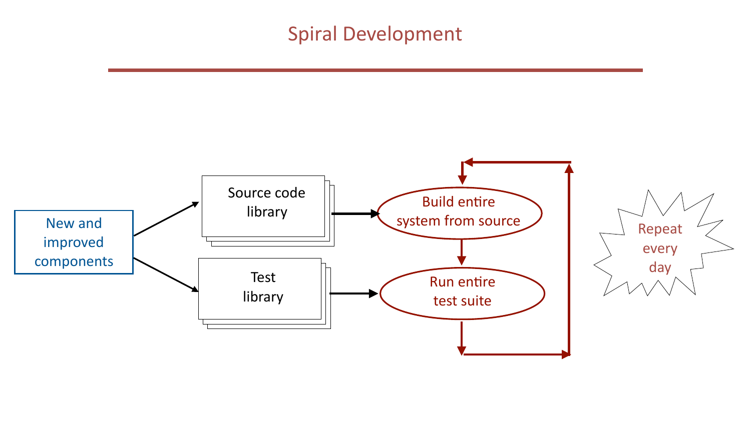# Spiral Development

New and improved components

Source code library

Test library

Build entire system from source

Run entire test suite

Repeat every day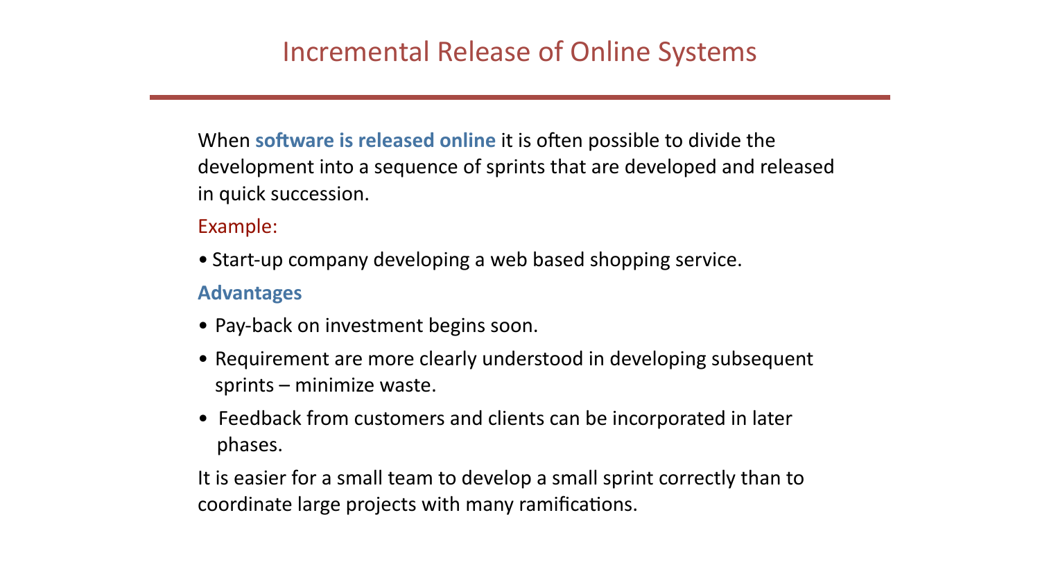# Incremental Release of Online Systems

When **software is released online** it is often possible to divide the development into a sequence of sprints that are developed and released in quick succession.

Example:

- Start-up company developing a web based shopping service.

**Advantages**

- Pay-back on investment begins soon.
- Requirement are more clearly understood in developing subsequent sprints – minimize waste.
- Feedback from customers and clients can be incorporated in later phases.

It is easier for a small team to develop a small sprint correctly than to coordinate large projects with many ramifications.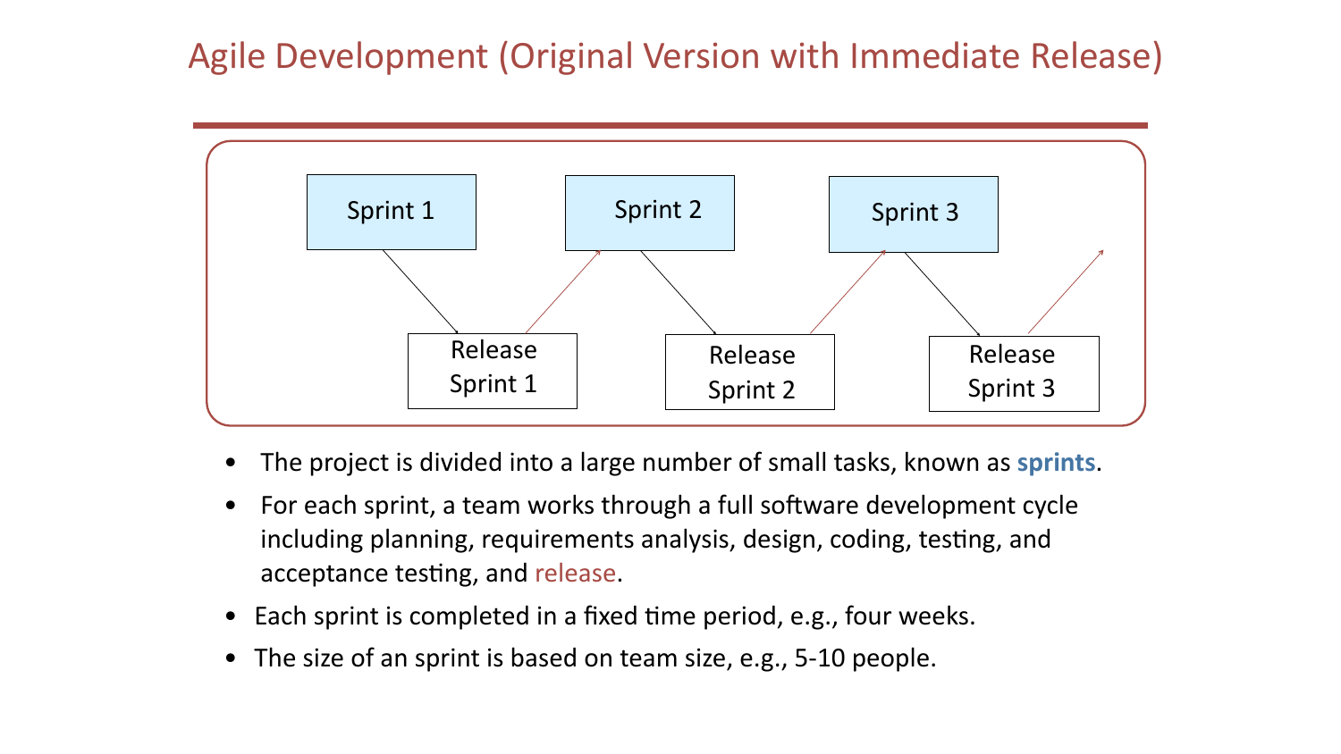# Agile Development (Original Version with Immediate Release)

Sprint 1 → Release Sprint 1 → Sprint 2 → Release Sprint 2 → Sprint 3 → Release Sprint 3 →

- The project is divided into a large number of small tasks, known as **sprints**.
- For each sprint, a team works through a full software development cycle including planning, requirements analysis, design, coding, testing, and acceptance testing, and release.
- Each sprint is completed in a fixed time period, e.g., four weeks.
- The size of an sprint is based on team size, e.g., 5-10 people.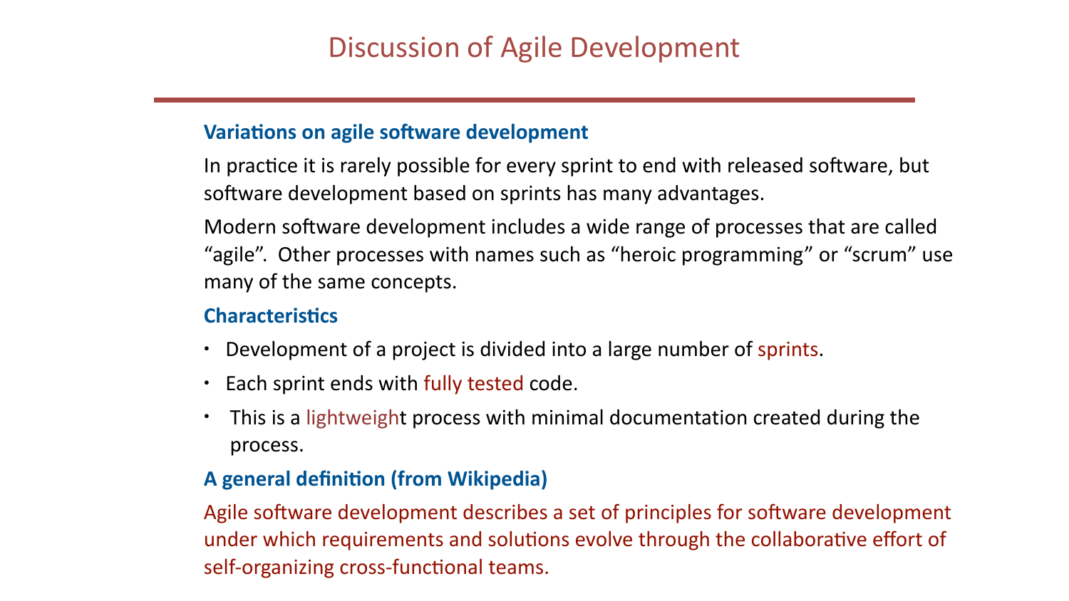# Discussion of Agile Development

### Variations on agile software development

In practice it is rarely possible for every sprint to end with released software, but software development based on sprints has many advantages.

Modern software development includes a wide range of processes that are called "agile". Other processes with names such as "heroic programming" or "scrum" use many of the same concepts.

### Characteristics

- Development of a project is divided into a large number of sprints.
- Each sprint ends with fully tested code.
- This is a lightweight process with minimal documentation created during the process.

### A general definition (from Wikipedia)

Agile software development describes a set of principles for software development under which requirements and solutions evolve through the collaborative effort of self-organizing cross-functional teams.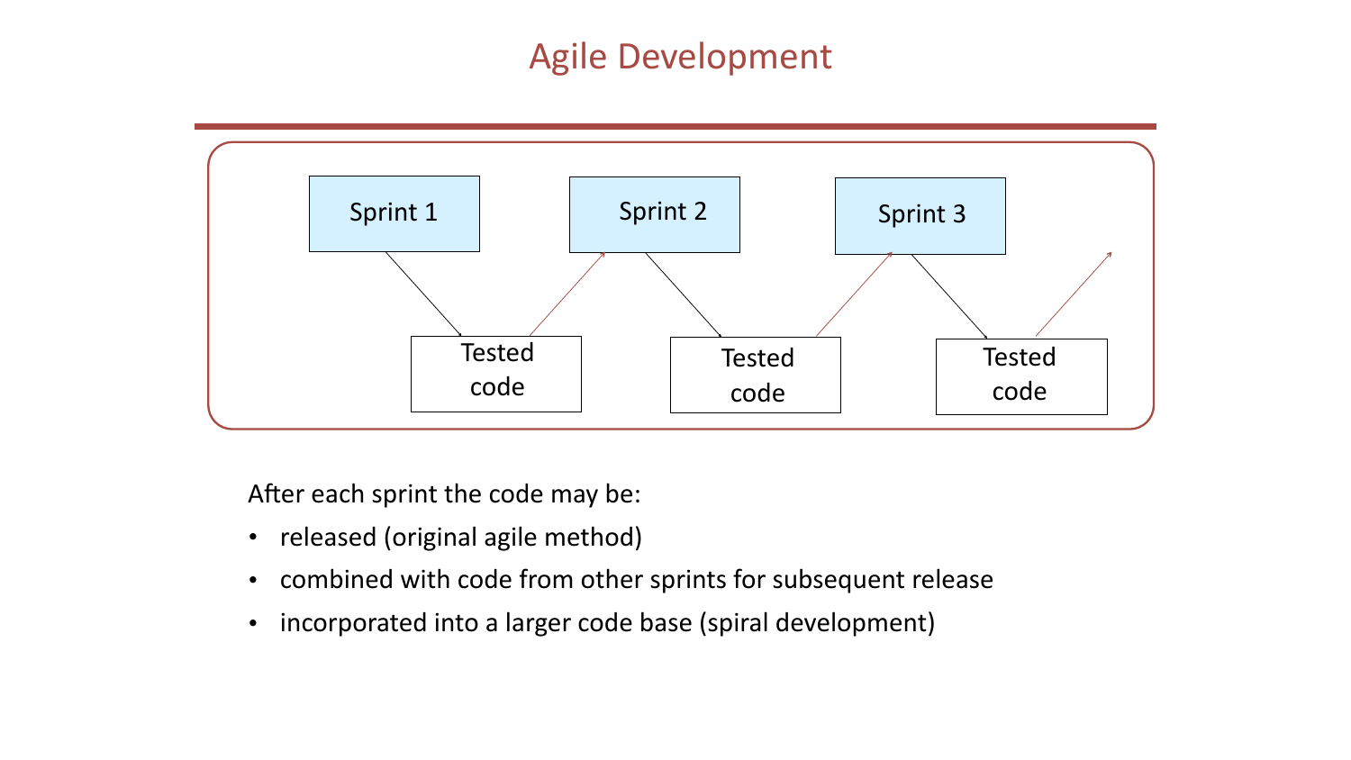# Agile Development

Sprint 1 → Tested code → Sprint 2 → Tested code → Sprint 3 → Tested code →

After each sprint the code may be:

- released (original agile method)
- combined with code from other sprints for subsequent release
- incorporated into a larger code base (spiral development)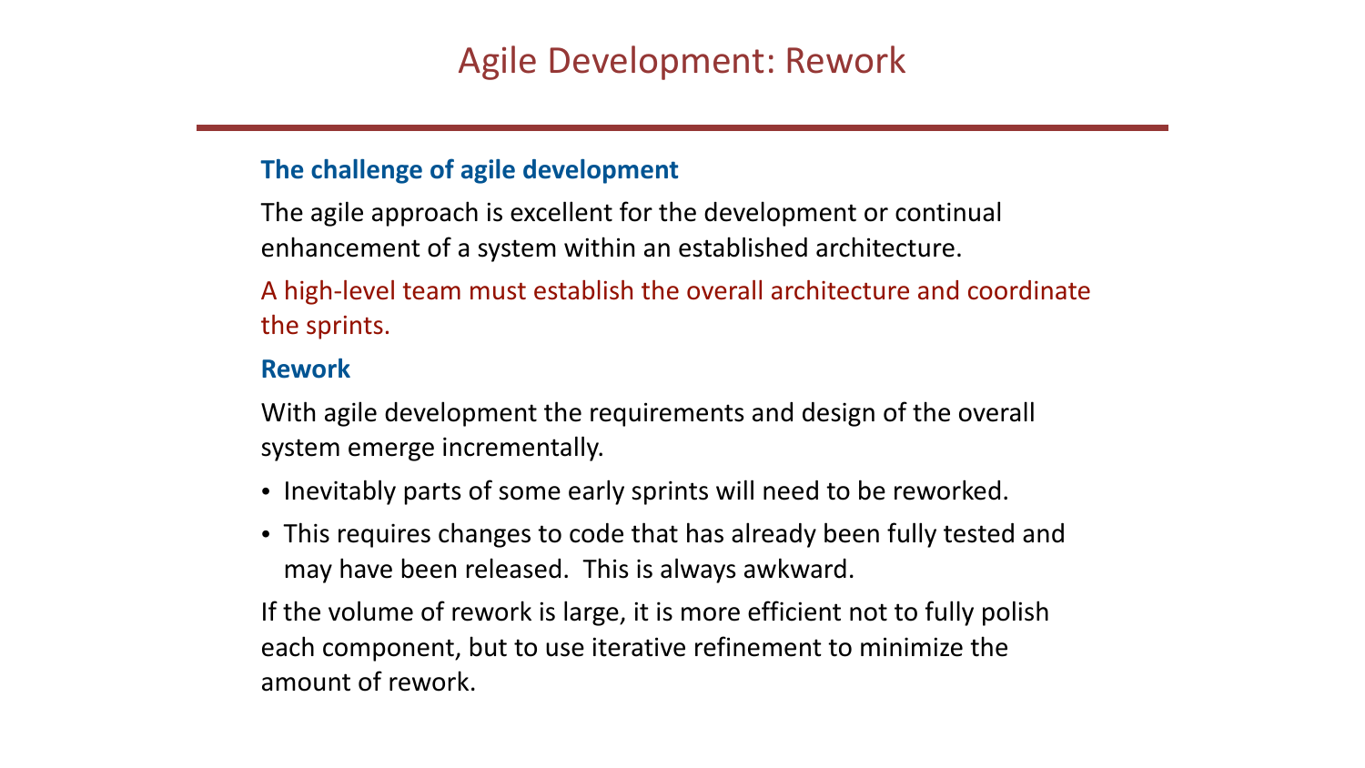# Agile Development: Rework

### The challenge of agile development

The agile approach is excellent for the development or continual enhancement of a system within an established architecture.

A high-level team must establish the overall architecture and coordinate the sprints.

### Rework

With agile development the requirements and design of the overall system emerge incrementally.

- Inevitably parts of some early sprints will need to be reworked.
- This requires changes to code that has already been fully tested and may have been released. This is always awkward.

If the volume of rework is large, it is more efficient not to fully polish each component, but to use iterative refinement to minimize the amount of rework.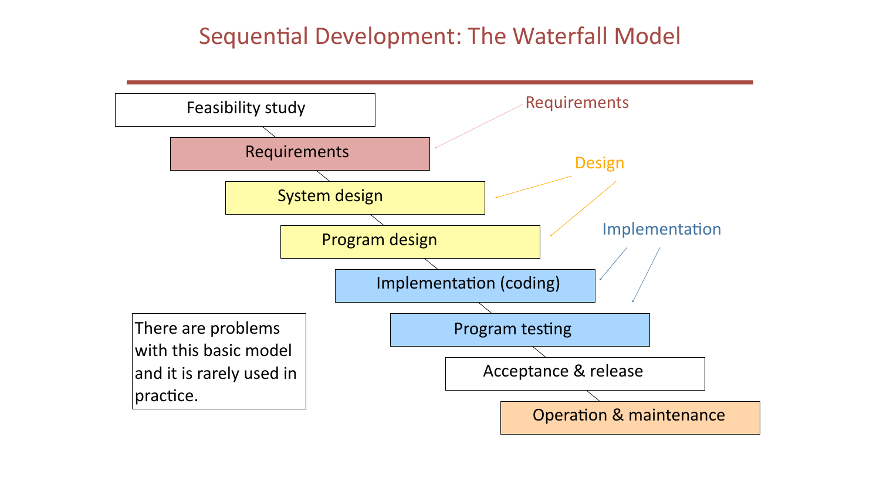# Sequential Development: The Waterfall Model

- Feasibility study
- Requirements
- System design
- Program design
- Implementation (coding)
- Program testing
- Acceptance & release
- Operation & maintenance

Requirements

Design

Implementation

There are problems with this basic model and it is rarely used in practice.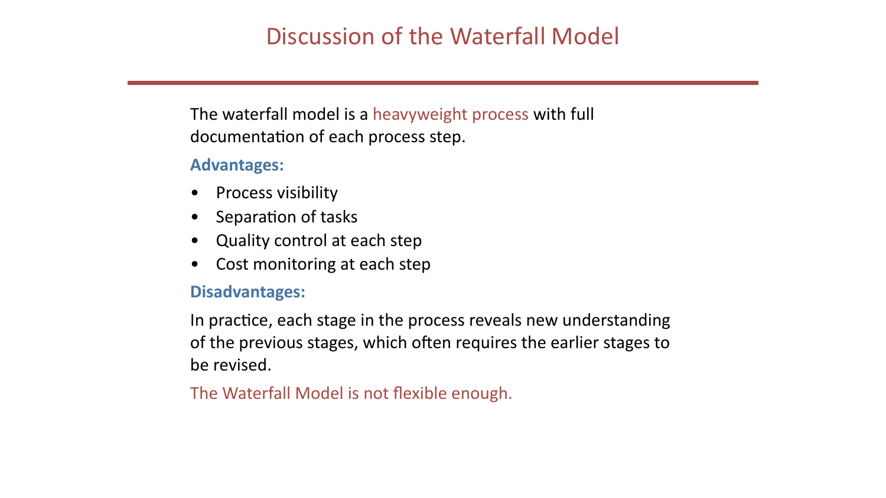# Discussion of the Waterfall Model

The waterfall model is a heavyweight process with full documentation of each process step.

**Advantages:**

- Process visibility
- Separation of tasks
- Quality control at each step
- Cost monitoring at each step

**Disadvantages:**

In practice, each stage in the process reveals new understanding of the previous stages, which often requires the earlier stages to be revised.

The Waterfall Model is not flexible enough.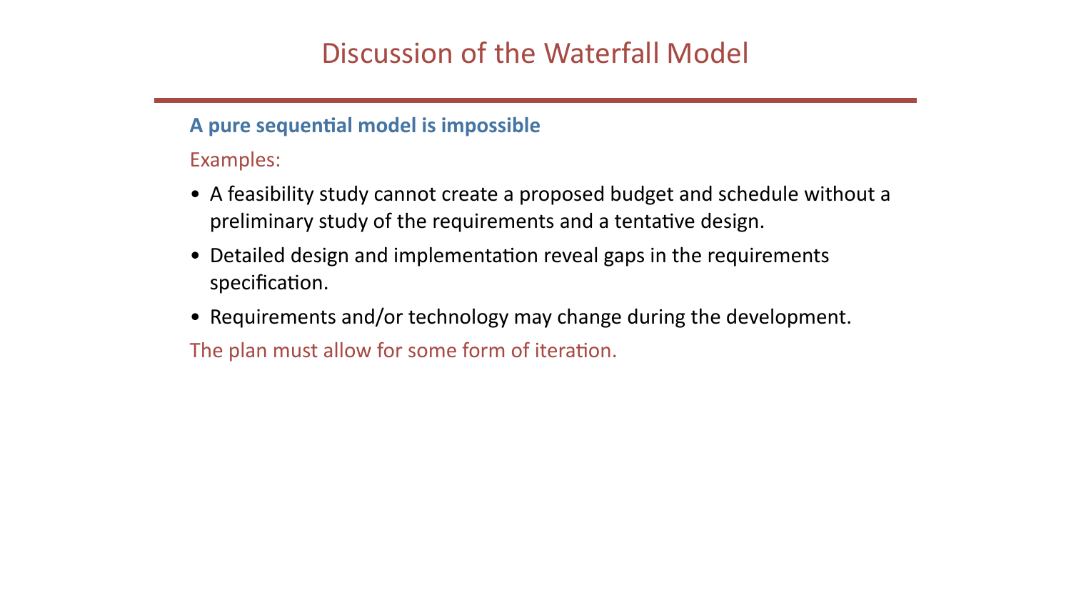# Discussion of the Waterfall Model

**A pure sequential model is impossible**

Examples:

- A feasibility study cannot create a proposed budget and schedule without a preliminary study of the requirements and a tentative design.
- Detailed design and implementation reveal gaps in the requirements specification.
- Requirements and/or technology may change during the development.

The plan must allow for some form of iteration.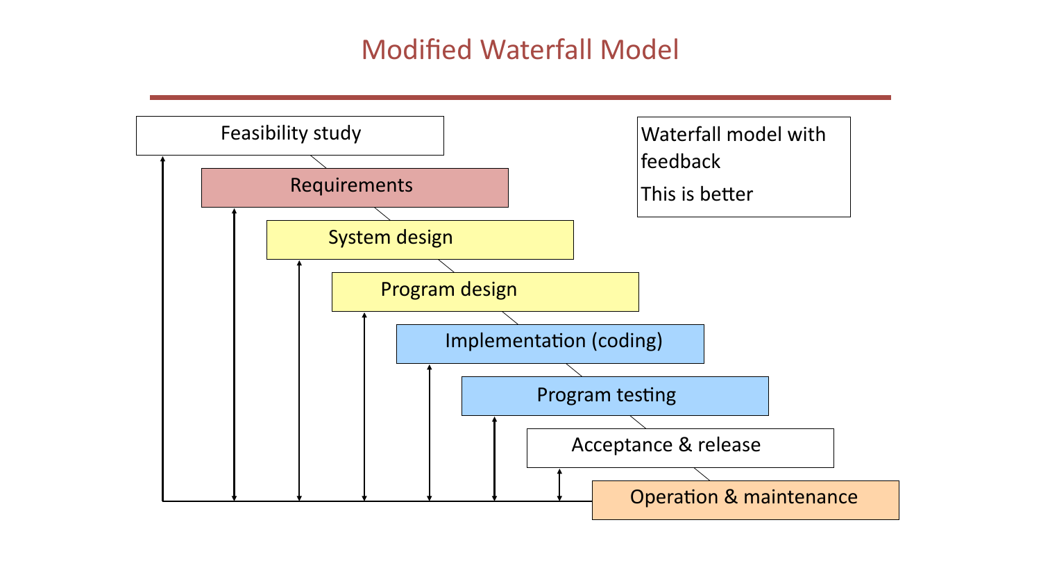# Modified Waterfall Model

- Feasibility study
- Requirements
- System design
- Program design
- Implementation (coding)
- Program testing
- Acceptance & release
- Operation & maintenance

Waterfall model with feedback

This is better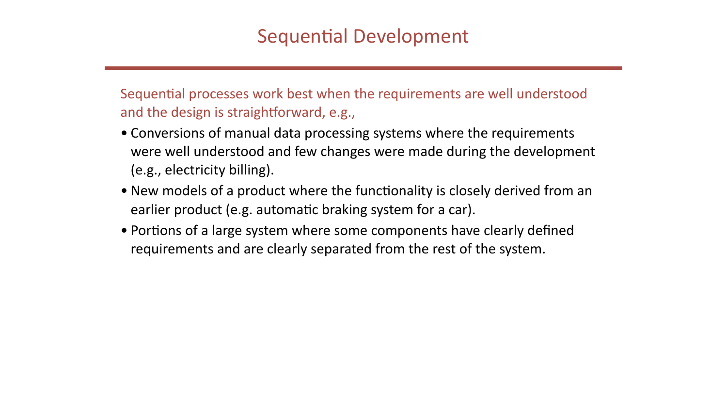# Sequential Development

Sequential processes work best when the requirements are well understood and the design is straightforward, e.g.,

- Conversions of manual data processing systems where the requirements were well understood and few changes were made during the development (e.g., electricity billing).
- New models of a product where the functionality is closely derived from an earlier product (e.g. automatic braking system for a car).
- Portions of a large system where some components have clearly defined requirements and are clearly separated from the rest of the system.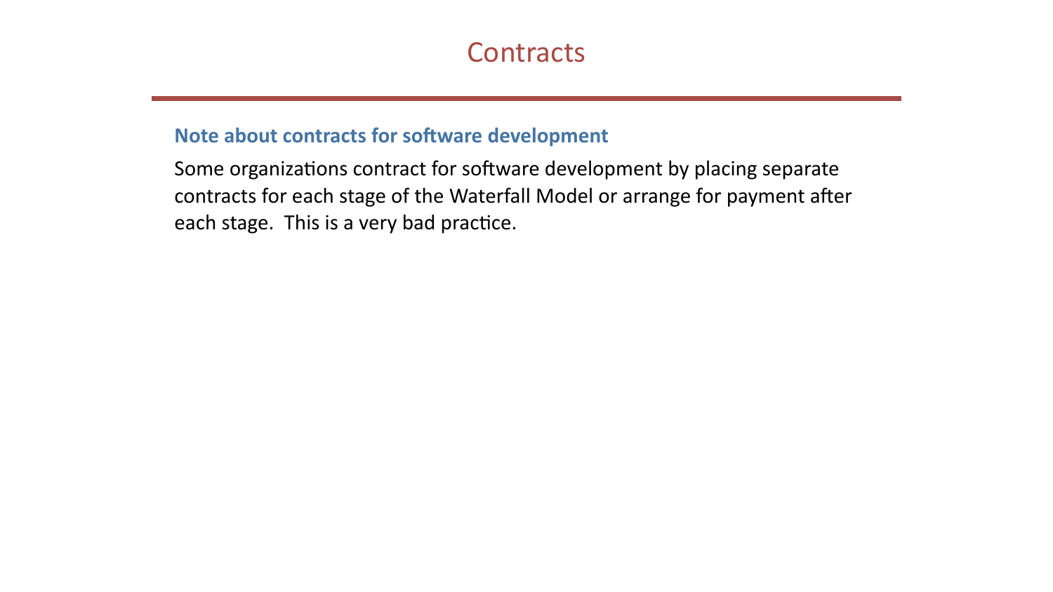# Contracts

### Note about contracts for software development

Some organizations contract for software development by placing separate contracts for each stage of the Waterfall Model or arrange for payment after each stage. This is a very bad practice.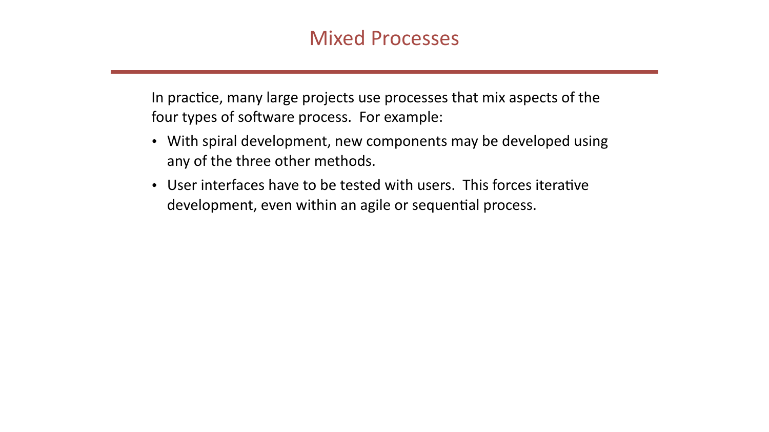# Mixed Processes

In practice, many large projects use processes that mix aspects of the four types of software process. For example:

- With spiral development, new components may be developed using any of the three other methods.
- User interfaces have to be tested with users. This forces iterative development, even within an agile or sequential process.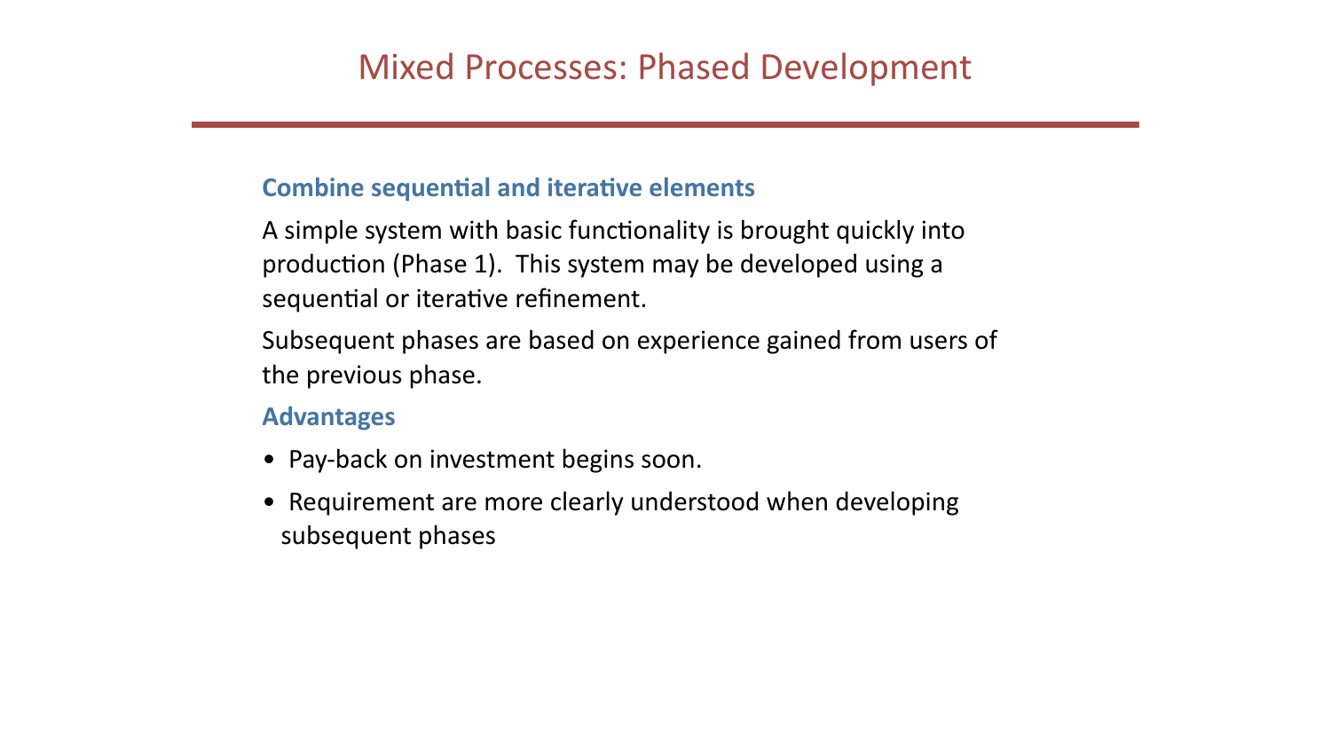# Mixed Processes: Phased Development

**Combine sequential and iterative elements**

A simple system with basic functionality is brought quickly into production (Phase 1). This system may be developed using a sequential or iterative refinement.

Subsequent phases are based on experience gained from users of the previous phase.

**Advantages**

- Pay-back on investment begins soon.
- Requirement are more clearly understood when developing subsequent phases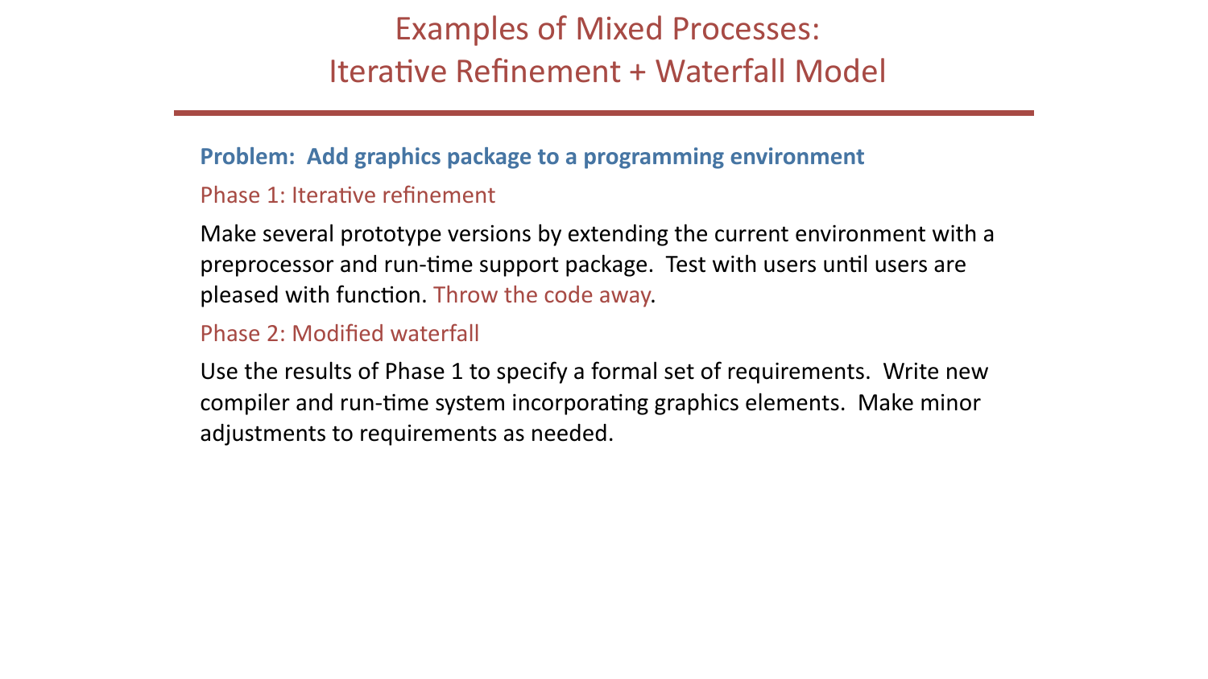# Examples of Mixed Processes: Iterative Refinement + Waterfall Model

**Problem: Add graphics package to a programming environment**

### Phase 1: Iterative refinement

Make several prototype versions by extending the current environment with a preprocessor and run-time support package. Test with users until users are pleased with function. Throw the code away.

### Phase 2: Modified waterfall

Use the results of Phase 1 to specify a formal set of requirements. Write new compiler and run-time system incorporating graphics elements. Make minor adjustments to requirements as needed.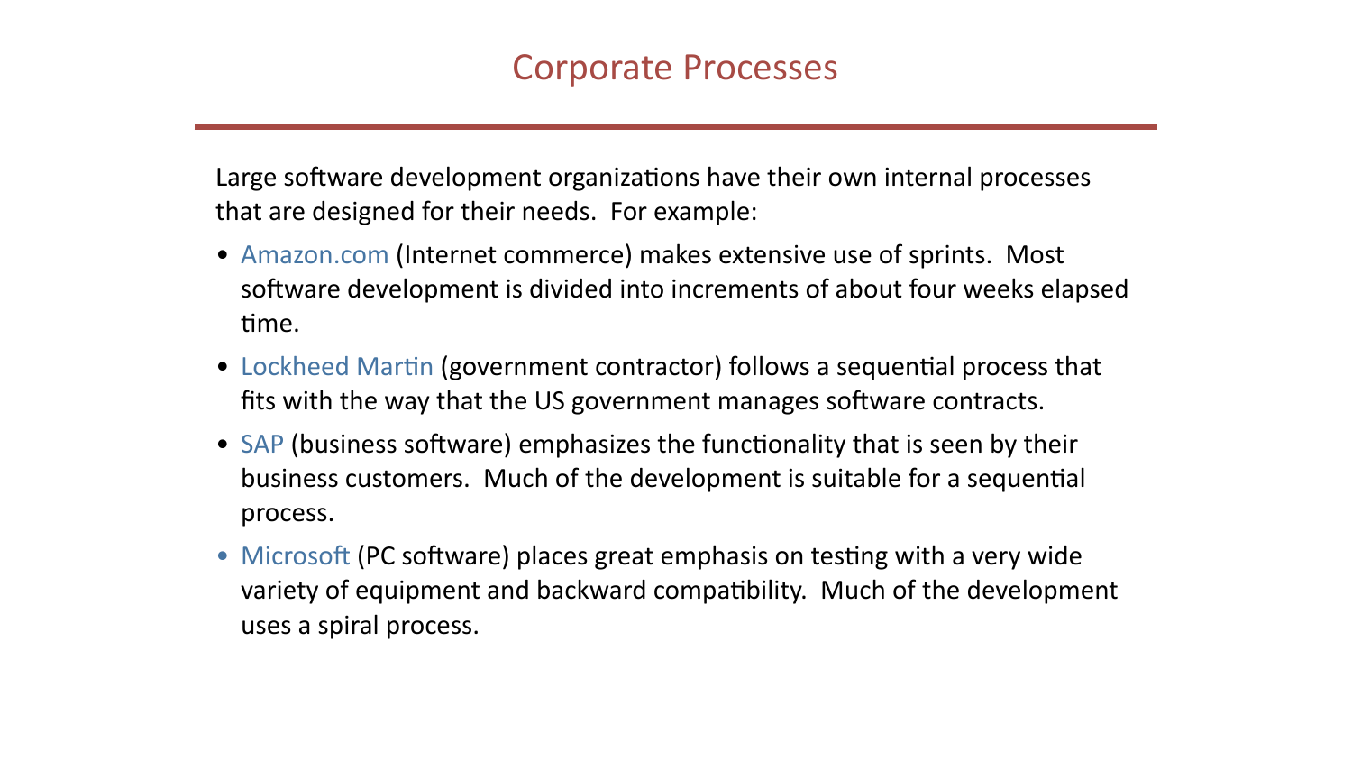# Corporate Processes

Large software development organizations have their own internal processes that are designed for their needs. For example:

- Amazon.com (Internet commerce) makes extensive use of sprints. Most software development is divided into increments of about four weeks elapsed time.
- Lockheed Martin (government contractor) follows a sequential process that fits with the way that the US government manages software contracts.
- SAP (business software) emphasizes the functionality that is seen by their business customers. Much of the development is suitable for a sequential process.
- Microsoft (PC software) places great emphasis on testing with a very wide variety of equipment and backward compatibility. Much of the development uses a spiral process.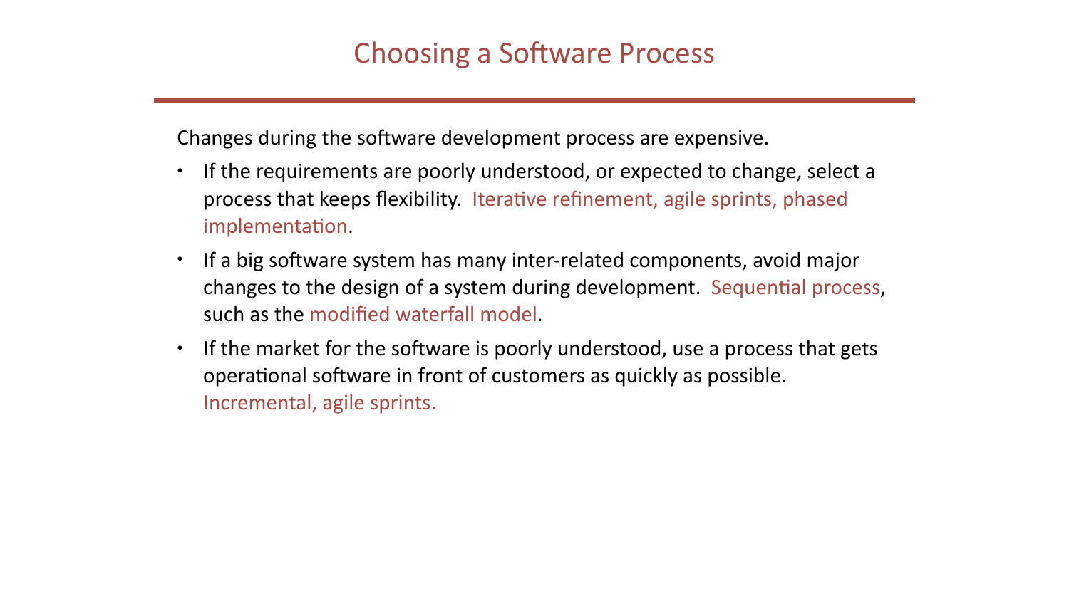# Choosing a Software Process

Changes during the software development process are expensive.

- If the requirements are poorly understood, or expected to change, select a process that keeps flexibility. Iterative refinement, agile sprints, phased implementation.
- If a big software system has many inter-related components, avoid major changes to the design of a system during development. Sequential process, such as the modified waterfall model.
- If the market for the software is poorly understood, use a process that gets operational software in front of customers as quickly as possible. Incremental, agile sprints.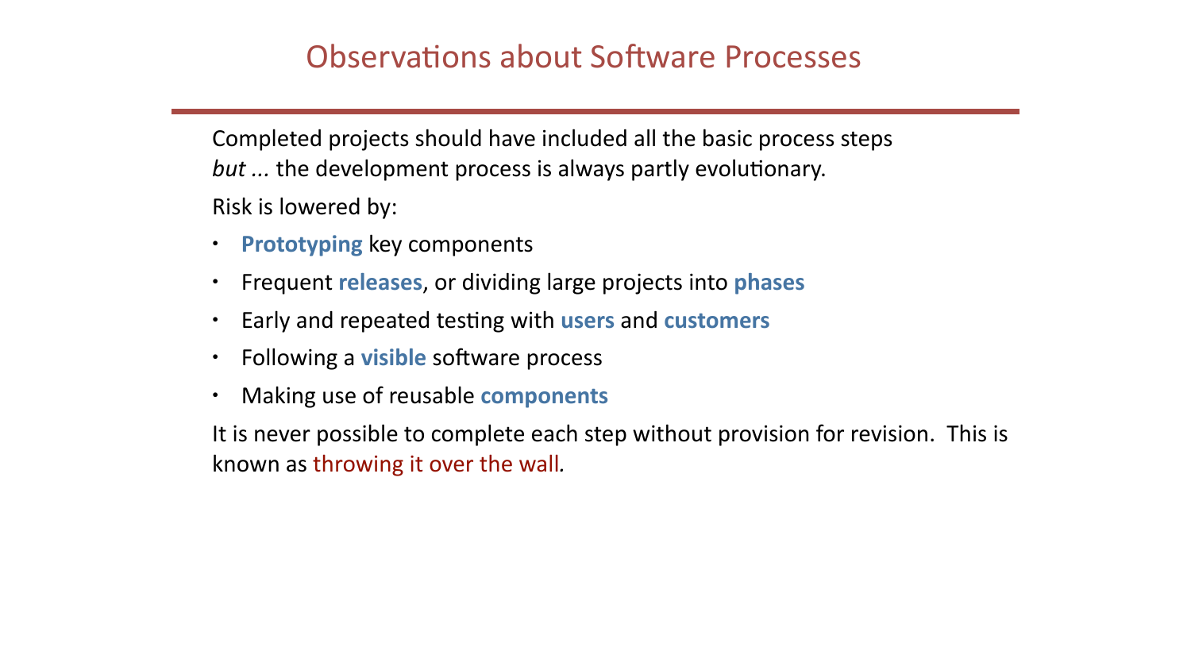# Observations about Software Processes

Completed projects should have included all the basic process steps *but ...* the development process is always partly evolutionary.

Risk is lowered by:

- **Prototyping** key components
- Frequent **releases**, or dividing large projects into **phases**
- Early and repeated testing with **users** and **customers**
- Following a **visible** software process
- Making use of reusable **components**

It is never possible to complete each step without provision for revision. This is known as throwing it over the wall*.*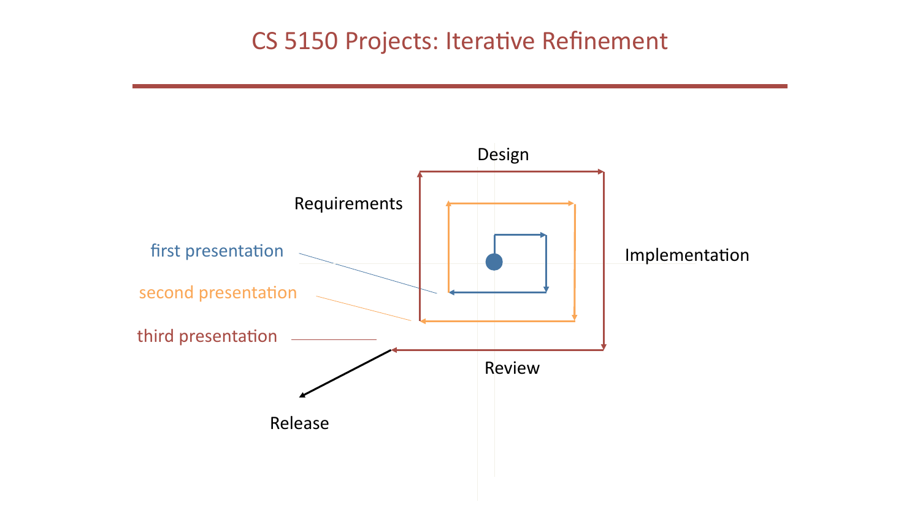# CS 5150 Projects: Iterative Refinement

Design

Requirements

Implementation

first presentation

second presentation

third presentation

Review

Release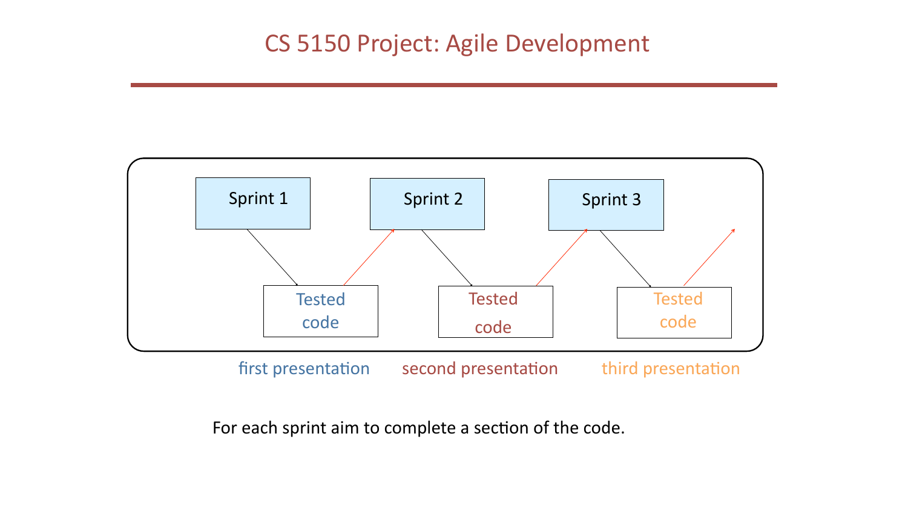# CS 5150 Project: Agile Development

Sprint 1

Tested code

first presentation

Sprint 2

Tested code

second presentation

Sprint 3

Tested code

third presentation

For each sprint aim to complete a section of the code.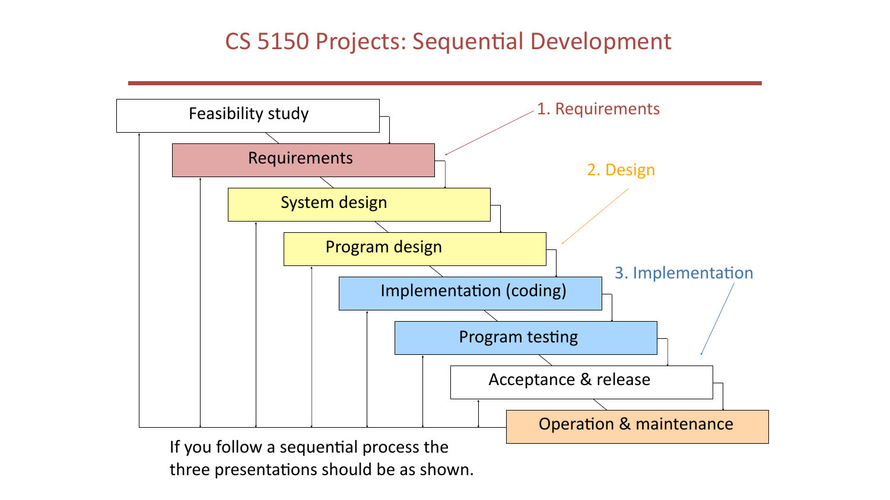# CS 5150 Projects: Sequential Development

Feasibility study

Requirements

System design

Program design

Implementation (coding)

Program testing

Acceptance & release

Operation & maintenance

1. Requirements

2. Design

3. Implementation

If you follow a sequential process the three presentations should be as shown.